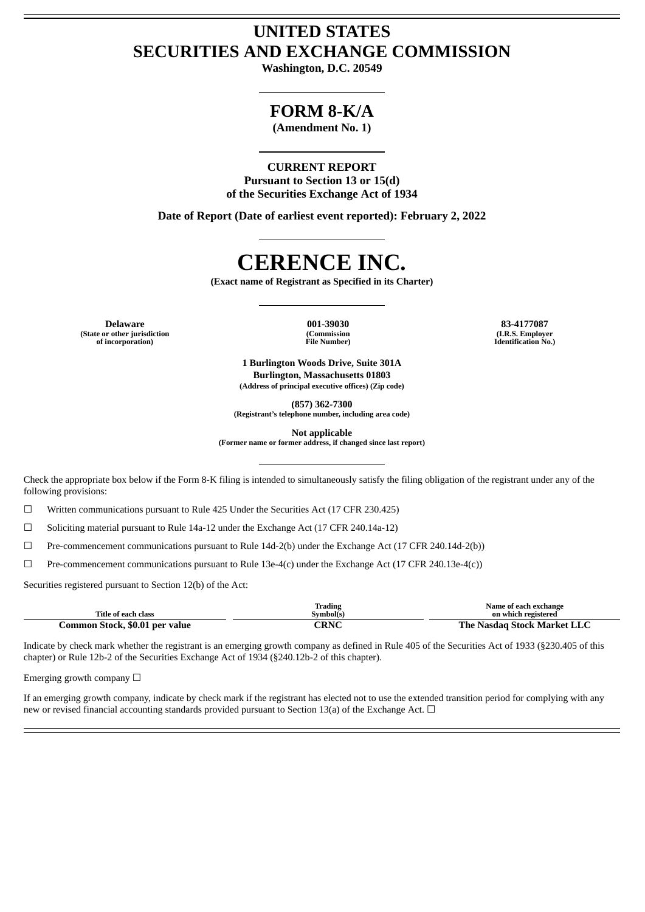# UNITED STATES
# SECURITIES AND EXCHANGE COMMISSION

**Washington, D.C. 20549**

## FORM 8-K/A

**(Amendment No. 1)**

**CURRENT REPORT**
**Pursuant to Section 13 or 15(d)**
**of the Securities Exchange Act of 1934**

**Date of Report (Date of earliest event reported): February 2, 2022**

# CERENCE INC.

**(Exact name of Registrant as Specified in its Charter)**

| **Delaware** | **001-39030** | **83-4177087** |
|---|---|---|
| **(State or other jurisdiction of incorporation)** | **(Commission File Number)** | **(I.R.S. Employer Identification No.)** |

**1 Burlington Woods Drive, Suite 301A**
**Burlington, Massachusetts 01803**
**(Address of principal executive offices) (Zip code)**

**(857) 362-7300**
**(Registrant's telephone number, including area code)**

**Not applicable**
**(Former name or former address, if changed since last report)**

Check the appropriate box below if the Form 8-K filing is intended to simultaneously satisfy the filing obligation of the registrant under any of the following provisions:

☐ Written communications pursuant to Rule 425 Under the Securities Act (17 CFR 230.425)

☐ Soliciting material pursuant to Rule 14a-12 under the Exchange Act (17 CFR 240.14a-12)

☐ Pre-commencement communications pursuant to Rule 14d-2(b) under the Exchange Act (17 CFR 240.14d-2(b))

☐ Pre-commencement communications pursuant to Rule 13e-4(c) under the Exchange Act (17 CFR 240.13e-4(c))

Securities registered pursuant to Section 12(b) of the Act:

| Title of each class | Trading Symbol(s) | Name of each exchange on which registered |
|---|---|---|
| **Common Stock, $0.01 per value** | **CRNC** | **The Nasdaq Stock Market LLC** |

Indicate by check mark whether the registrant is an emerging growth company as defined in Rule 405 of the Securities Act of 1933 (§230.405 of this chapter) or Rule 12b-2 of the Securities Exchange Act of 1934 (§240.12b-2 of this chapter).

Emerging growth company ☐

If an emerging growth company, indicate by check mark if the registrant has elected not to use the extended transition period for complying with any new or revised financial accounting standards provided pursuant to Section 13(a) of the Exchange Act. ☐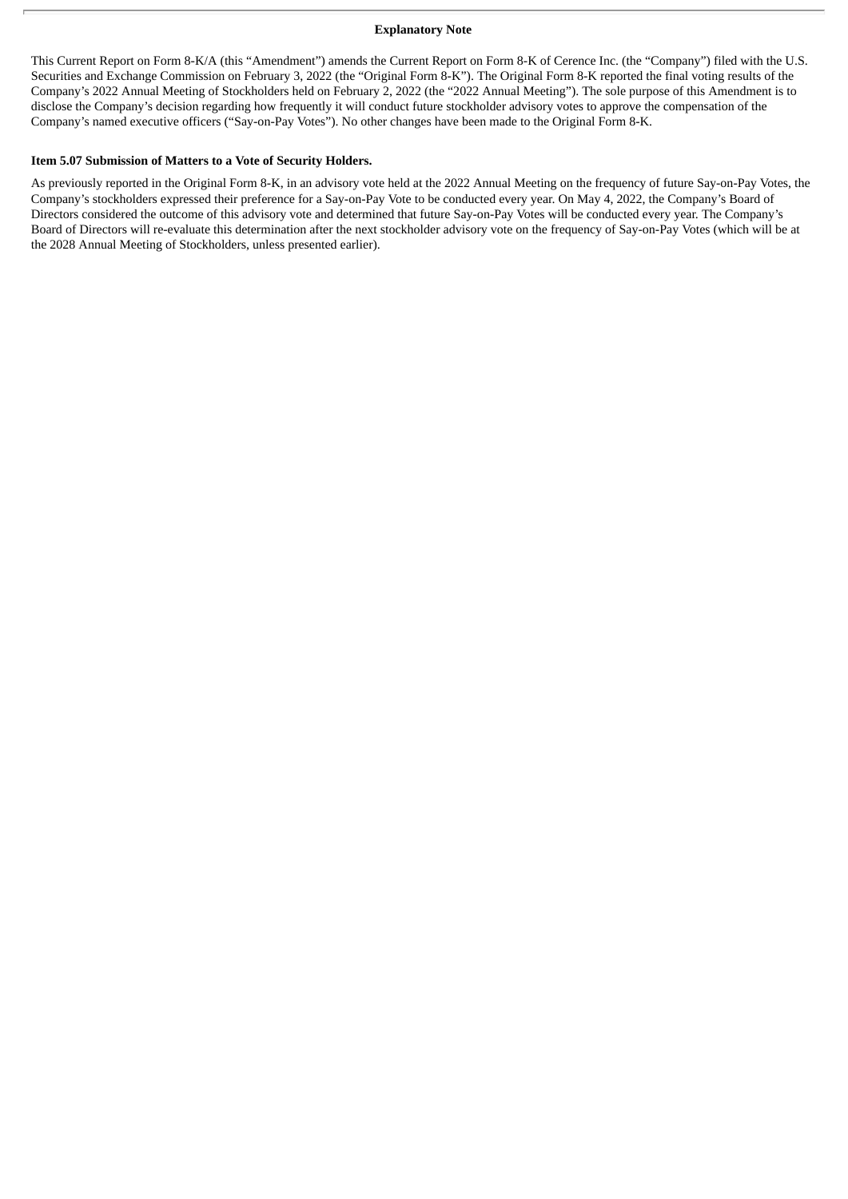**Explanatory Note**

This Current Report on Form 8-K/A (this "Amendment") amends the Current Report on Form 8-K of Cerence Inc. (the "Company") filed with the U.S. Securities and Exchange Commission on February 3, 2022 (the "Original Form 8-K"). The Original Form 8-K reported the final voting results of the Company's 2022 Annual Meeting of Stockholders held on February 2, 2022 (the "2022 Annual Meeting"). The sole purpose of this Amendment is to disclose the Company's decision regarding how frequently it will conduct future stockholder advisory votes to approve the compensation of the Company's named executive officers ("Say-on-Pay Votes"). No other changes have been made to the Original Form 8-K.

**Item 5.07 Submission of Matters to a Vote of Security Holders.**

As previously reported in the Original Form 8-K, in an advisory vote held at the 2022 Annual Meeting on the frequency of future Say-on-Pay Votes, the Company's stockholders expressed their preference for a Say-on-Pay Vote to be conducted every year. On May 4, 2022, the Company's Board of Directors considered the outcome of this advisory vote and determined that future Say-on-Pay Votes will be conducted every year. The Company's Board of Directors will re-evaluate this determination after the next stockholder advisory vote on the frequency of Say-on-Pay Votes (which will be at the 2028 Annual Meeting of Stockholders, unless presented earlier).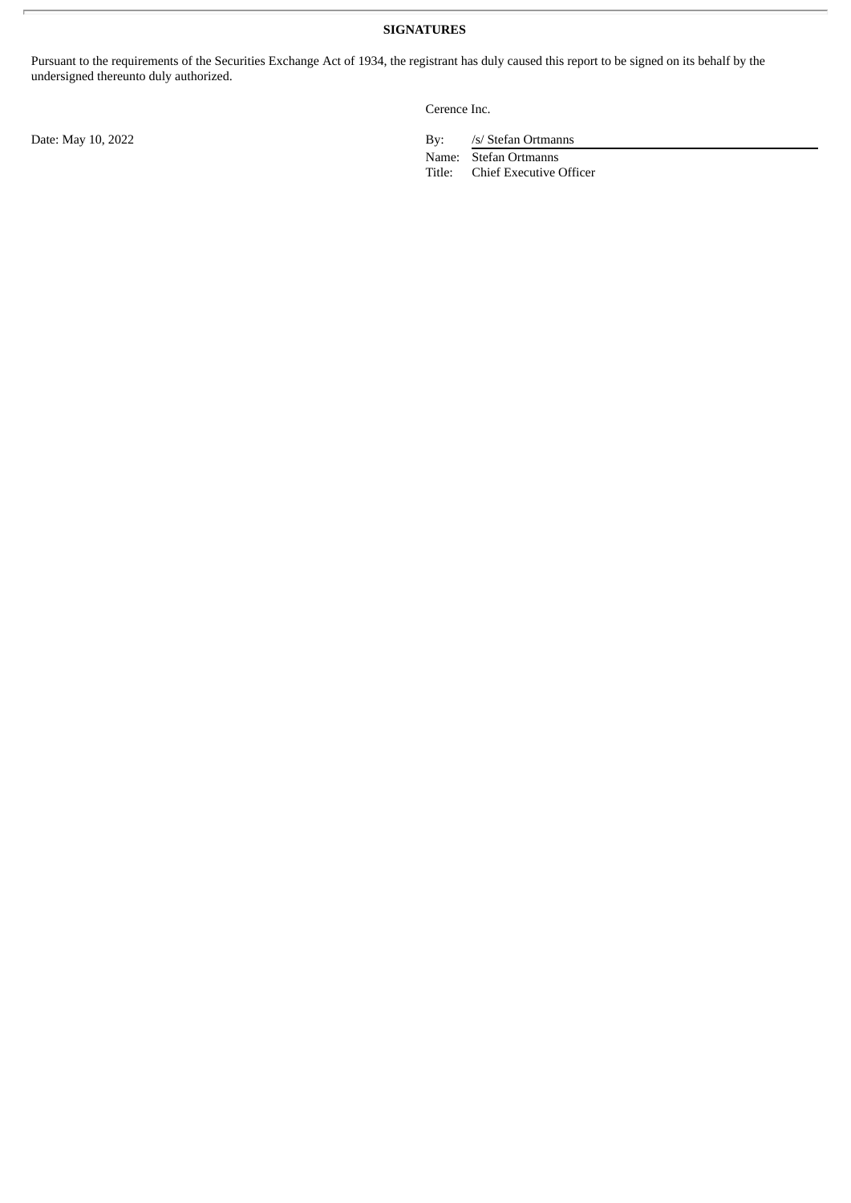**SIGNATURES**

Pursuant to the requirements of the Securities Exchange Act of 1934, the registrant has duly caused this report to be signed on its behalf by the undersigned thereunto duly authorized.

Cerence Inc.

Date: May 10, 2022

By: /s/ Stefan Ortmanns
Name: Stefan Ortmanns
Title: Chief Executive Officer